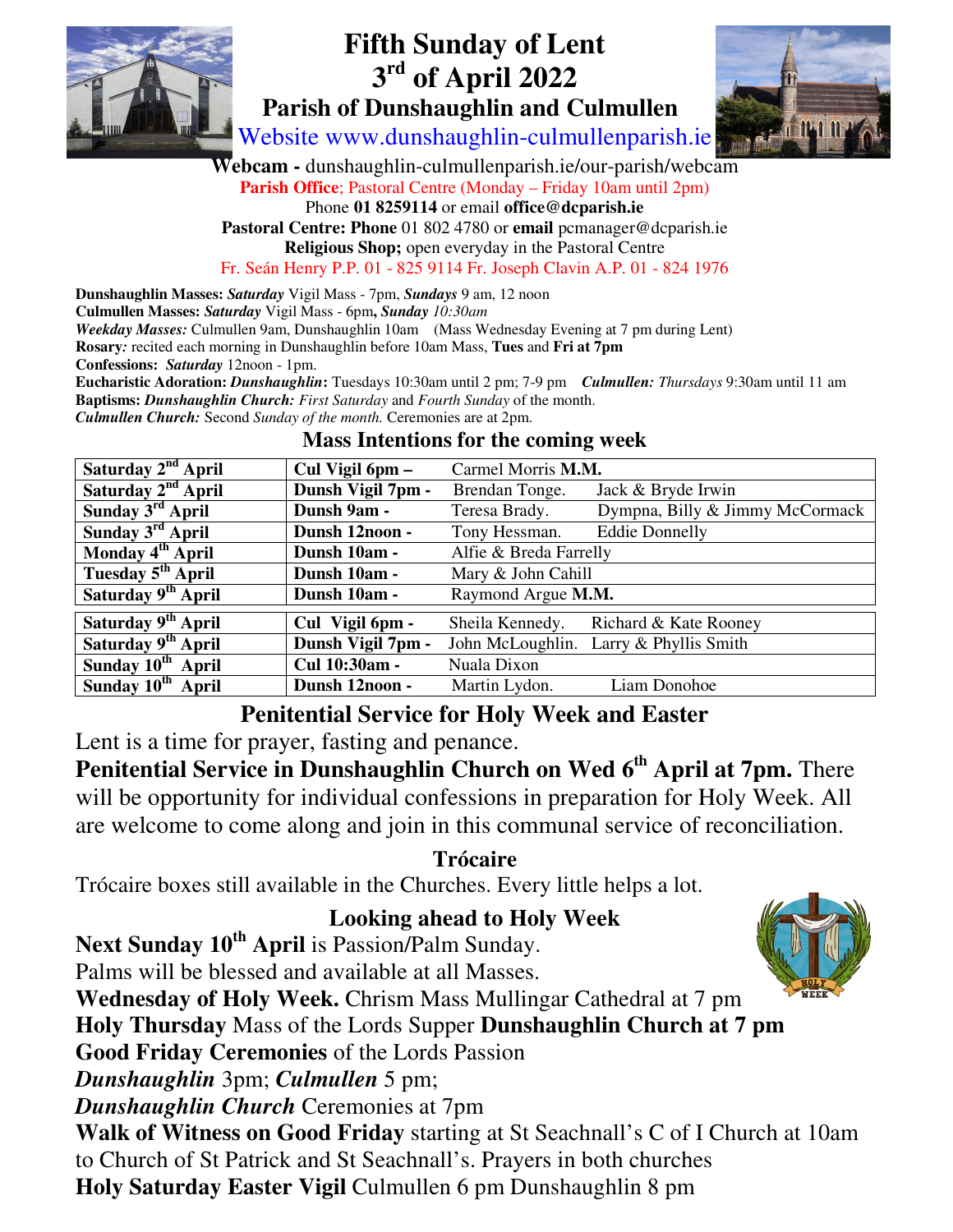# Fifth Sunday of Lent
# 3rd of April 2022
## Parish of Dunshaughlin and Culmullen

Website www.dunshaughlin-culmullenparish.ie

**Webcam -** dunshaughlin-culmullenparish.ie/our-parish/webcam

**Parish Office**; Pastoral Centre (Monday – Friday 10am until 2pm)

Phone **01 8259114** or email **office@dcparish.ie**

**Pastoral Centre: Phone** 01 802 4780 or **email** pcmanager@dcparish.ie

**Religious Shop;** open everyday in the Pastoral Centre

Fr. Seán Henry P.P. 01 - 825 9114 Fr. Joseph Clavin A.P. 01 - 824 1976

**Dunshaughlin Masses:** ***Saturday*** Vigil Mass - 7pm, ***Sundays*** 9 am, 12 noon
**Culmullen Masses:** ***Saturday*** Vigil Mass - 6pm**,** ***Sunday*** *10:30am*
**Weekday Masses:** Culmullen 9am, Dunshaughlin 10am (Mass Wednesday Evening at 7 pm during Lent)
**Rosary***:* recited each morning in Dunshaughlin before 10am Mass, **Tues** and **Fri at 7pm**
**Confessions:** ***Saturday*** 12noon - 1pm.
**Eucharistic Adoration:** ***Dunshaughlin*****:** Tuesdays 10:30am until 2 pm; 7-9 pm ***Culmullen:*** *Thursdays* 9:30am until 11 am
**Baptisms:** ***Dunshaughlin Church:*** *First Saturday* and *Fourth Sunday* of the month.
***Culmullen Church:*** Second *Sunday of the month.* Ceremonies are at 2pm.

### Mass Intentions for the coming week

| | | |
|---|---|---|
| **Saturday 2nd April** | **Cul Vigil 6pm –** | Carmel Morris **M.M.** |
| **Saturday 2nd April** | **Dunsh Vigil 7pm -** | Brendan Tonge. Jack & Bryde Irwin |
| **Sunday 3rd April** | **Dunsh 9am -** | Teresa Brady. Dympna, Billy & Jimmy McCormack |
| **Sunday 3rd April** | **Dunsh 12noon -** | Tony Hessman. Eddie Donnelly |
| **Monday 4th April** | **Dunsh 10am -** | Alfie & Breda Farrelly |
| **Tuesday 5th April** | **Dunsh 10am -** | Mary & John Cahill |
| **Saturday 9th April** | **Dunsh 10am -** | Raymond Argue **M.M.** |
| **Saturday 9th April** | **Cul Vigil 6pm -** | Sheila Kennedy. Richard & Kate Rooney |
| **Saturday 9th April** | **Dunsh Vigil 7pm -** | John McLoughlin. Larry & Phyllis Smith |
| **Sunday 10th April** | **Cul 10:30am -** | Nuala Dixon |
| **Sunday 10th April** | **Dunsh 12noon -** | Martin Lydon. Liam Donohoe |

### Penitential Service for Holy Week and Easter

Lent is a time for prayer, fasting and penance.

**Penitential Service in Dunshaughlin Church on Wed 6th April at 7pm.** There will be opportunity for individual confessions in preparation for Holy Week. All are welcome to come along and join in this communal service of reconciliation.

### Trócaire

Trócaire boxes still available in the Churches. Every little helps a lot.

### Looking ahead to Holy Week

**Next Sunday 10th April** is Passion/Palm Sunday.
Palms will be blessed and available at all Masses.
**Wednesday of Holy Week.** Chrism Mass Mullingar Cathedral at 7 pm
**Holy Thursday** Mass of the Lords Supper **Dunshaughlin Church at 7 pm**
**Good Friday Ceremonies** of the Lords Passion
***Dunshaughlin*** 3pm; ***Culmullen*** 5 pm;
***Dunshaughlin Church*** Ceremonies at 7pm
**Walk of Witness on Good Friday** starting at St Seachnall's C of I Church at 10am to Church of St Patrick and St Seachnall's. Prayers in both churches
**Holy Saturday Easter Vigil** Culmullen 6 pm Dunshaughlin 8 pm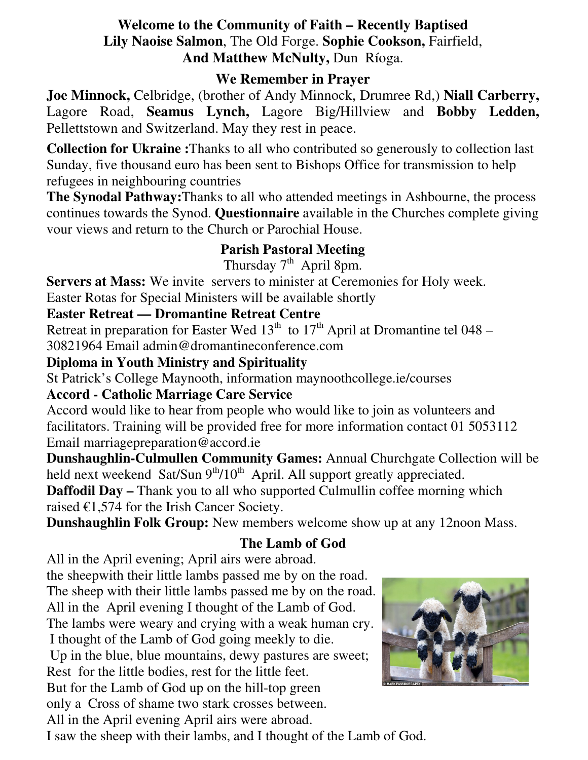## Welcome to the Community of Faith – Recently Baptised

**Lily Naoise Salmon**, The Old Forge. **Sophie Cookson,** Fairfield, **And Matthew McNulty,** Dun Ríoga.

## We Remember in Prayer

**Joe Minnock,** Celbridge, (brother of Andy Minnock, Drumree Rd,) **Niall Carberry,** Lagore Road, **Seamus Lynch,** Lagore Big/Hillview and **Bobby Ledden,** Pellettstown and Switzerland. May they rest in peace.

**Collection for Ukraine :**Thanks to all who contributed so generously to collection last Sunday, five thousand euro has been sent to Bishops Office for transmission to help refugees in neighbouring countries

**The Synodal Pathway:**Thanks to all who attended meetings in Ashbourne, the process continues towards the Synod. **Questionnaire** available in the Churches complete giving vour views and return to the Church or Parochial House.

## Parish Pastoral Meeting

Thursday 7th April 8pm.

**Servers at Mass:** We invite servers to minister at Ceremonies for Holy week. Easter Rotas for Special Ministers will be available shortly

**Easter Retreat — Dromantine Retreat Centre**

Retreat in preparation for Easter Wed 13th to 17th April at Dromantine tel 048 – 30821964 Email admin@dromantineconference.com

**Diploma in Youth Ministry and Spirituality**

St Patrick's College Maynooth, information maynoothcollege.ie/courses

**Accord - Catholic Marriage Care Service**

Accord would like to hear from people who would like to join as volunteers and facilitators. Training will be provided free for more information contact 01 5053112 Email marriagepreparation@accord.ie

**Dunshaughlin-Culmullen Community Games:** Annual Churchgate Collection will be held next weekend Sat/Sun 9th/10th April. All support greatly appreciated.

**Daffodil Day –** Thank you to all who supported Culmullin coffee morning which raised €1,574 for the Irish Cancer Society.

**Dunshaughlin Folk Group:** New members welcome show up at any 12noon Mass.

## The Lamb of God

All in the April evening; April airs were abroad.
the sheepwith their little lambs passed me by on the road.
The sheep with their little lambs passed me by on the road.
All in the April evening I thought of the Lamb of God.
The lambs were weary and crying with a weak human cry.
I thought of the Lamb of God going meekly to die.
Up in the blue, blue mountains, dewy pastures are sweet;
Rest for the little bodies, rest for the little feet.
But for the Lamb of God up on the hill-top green
only a Cross of shame two stark crosses between.
All in the April evening April airs were abroad.
I saw the sheep with their lambs, and I thought of the Lamb of God.